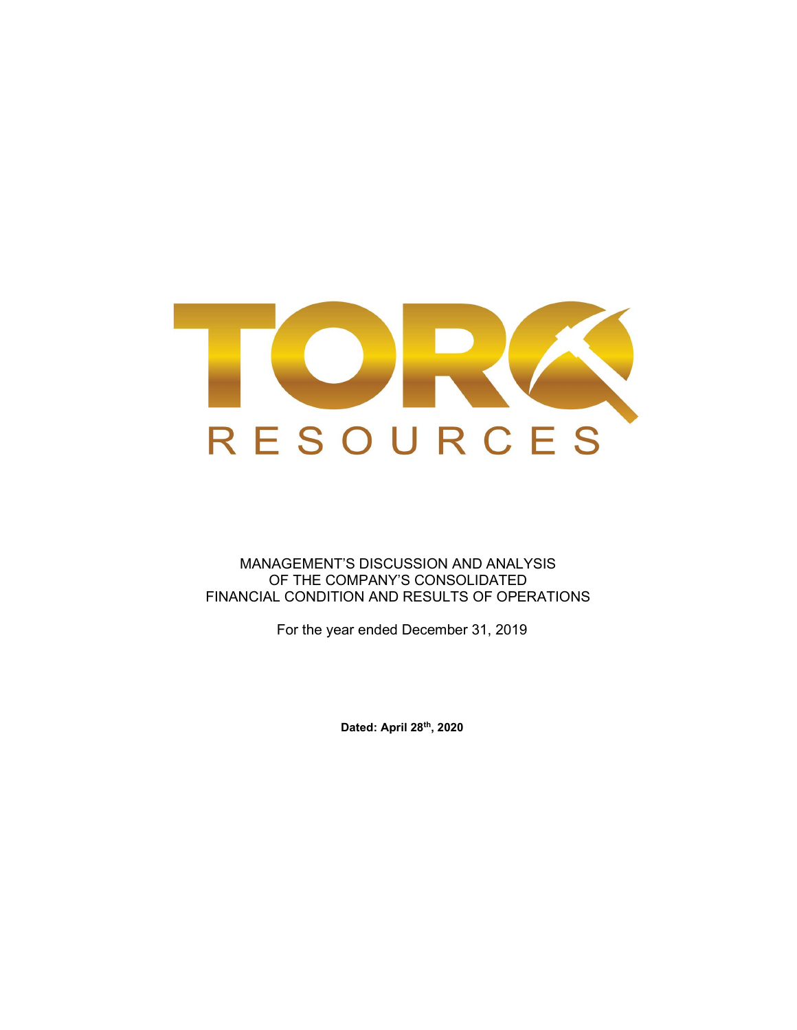TORQ

RESOURCES

# MANAGEMENT'S DISCUSSION AND ANALYSIS OF THE COMPANY'S CONSOLIDATED FINANCIAL CONDITION AND RESULTS OF OPERATIONS

For the year ended December 31, 2019

**Dated: April 28th, 2020**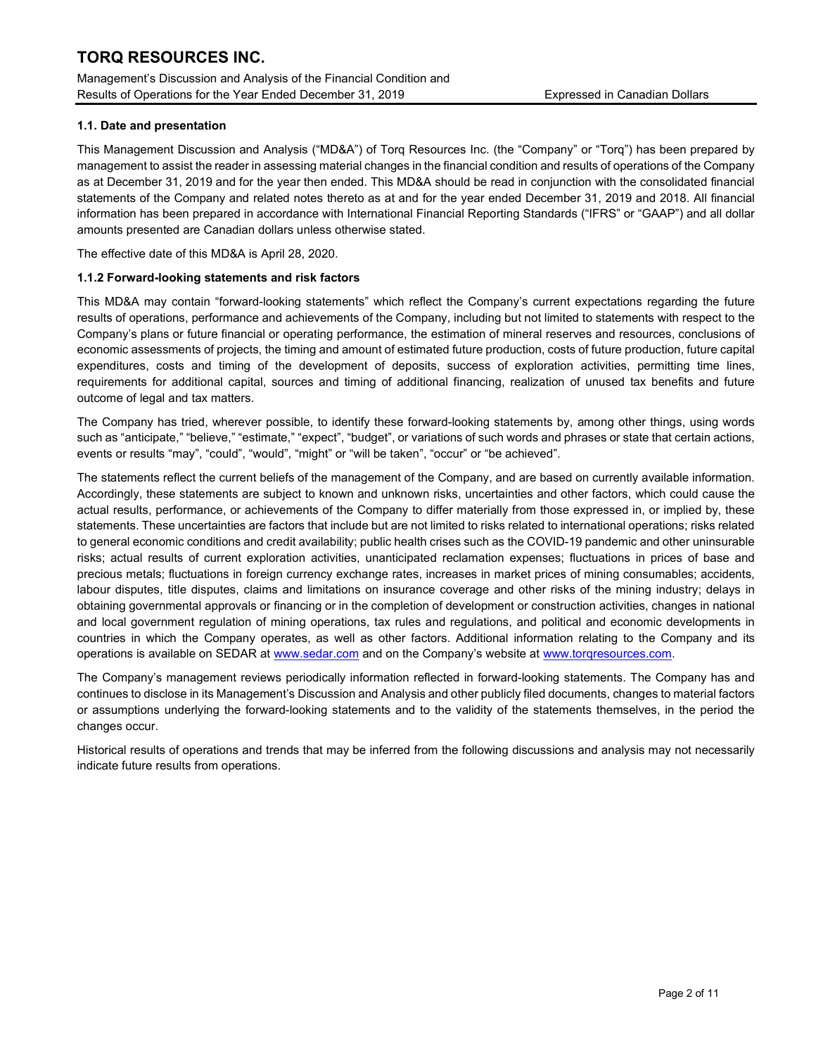### 1.1. Date and presentation

This Management Discussion and Analysis ("MD&A") of Torq Resources Inc. (the "Company" or "Torq") has been prepared by management to assist the reader in assessing material changes in the financial condition and results of operations of the Company as at December 31, 2019 and for the year then ended. This MD&A should be read in conjunction with the consolidated financial statements of the Company and related notes thereto as at and for the year ended December 31, 2019 and 2018. All financial information has been prepared in accordance with International Financial Reporting Standards ("IFRS" or "GAAP") and all dollar amounts presented are Canadian dollars unless otherwise stated.

The effective date of this MD&A is April 28, 2020.

### 1.1.2 Forward-looking statements and risk factors

This MD&A may contain "forward-looking statements" which reflect the Company's current expectations regarding the future results of operations, performance and achievements of the Company, including but not limited to statements with respect to the Company's plans or future financial or operating performance, the estimation of mineral reserves and resources, conclusions of economic assessments of projects, the timing and amount of estimated future production, costs of future production, future capital expenditures, costs and timing of the development of deposits, success of exploration activities, permitting time lines, requirements for additional capital, sources and timing of additional financing, realization of unused tax benefits and future outcome of legal and tax matters.

The Company has tried, wherever possible, to identify these forward-looking statements by, among other things, using words such as "anticipate," "believe," "estimate," "expect", "budget", or variations of such words and phrases or state that certain actions, events or results "may", "could", "would", "might" or "will be taken", "occur" or "be achieved".

The statements reflect the current beliefs of the management of the Company, and are based on currently available information. Accordingly, these statements are subject to known and unknown risks, uncertainties and other factors, which could cause the actual results, performance, or achievements of the Company to differ materially from those expressed in, or implied by, these statements. These uncertainties are factors that include but are not limited to risks related to international operations; risks related to general economic conditions and credit availability; public health crises such as the COVID-19 pandemic and other uninsurable risks; actual results of current exploration activities, unanticipated reclamation expenses; fluctuations in prices of base and precious metals; fluctuations in foreign currency exchange rates, increases in market prices of mining consumables; accidents, labour disputes, title disputes, claims and limitations on insurance coverage and other risks of the mining industry; delays in obtaining governmental approvals or financing or in the completion of development or construction activities, changes in national and local government regulation of mining operations, tax rules and regulations, and political and economic developments in countries in which the Company operates, as well as other factors. Additional information relating to the Company and its operations is available on SEDAR at www.sedar.com and on the Company's website at www.torqresources.com.

The Company's management reviews periodically information reflected in forward-looking statements. The Company has and continues to disclose in its Management's Discussion and Analysis and other publicly filed documents, changes to material factors or assumptions underlying the forward-looking statements and to the validity of the statements themselves, in the period the changes occur.

Historical results of operations and trends that may be inferred from the following discussions and analysis may not necessarily indicate future results from operations.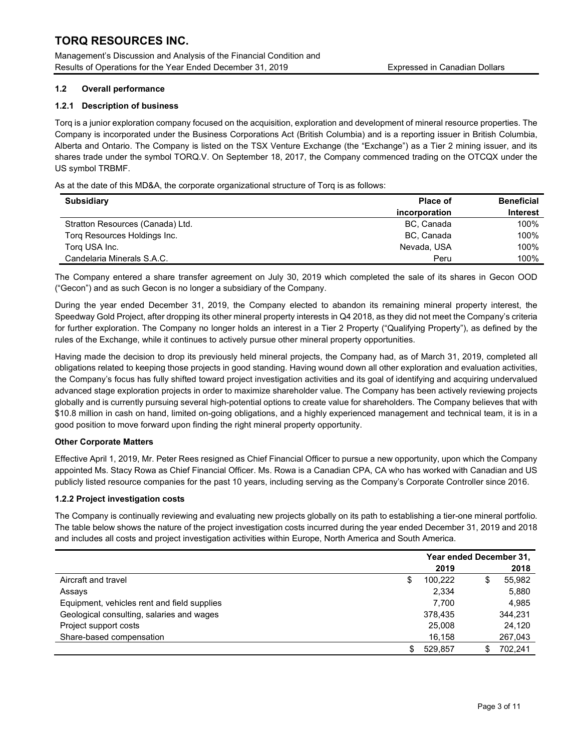## 1.2 Overall performance

### 1.2.1 Description of business

Torq is a junior exploration company focused on the acquisition, exploration and development of mineral resource properties. The Company is incorporated under the Business Corporations Act (British Columbia) and is a reporting issuer in British Columbia, Alberta and Ontario. The Company is listed on the TSX Venture Exchange (the "Exchange") as a Tier 2 mining issuer, and its shares trade under the symbol TORQ.V. On September 18, 2017, the Company commenced trading on the OTCQX under the US symbol TRBMF.

As at the date of this MD&A, the corporate organizational structure of Torq is as follows:

| Subsidiary | Place of incorporation | Beneficial Interest |
|---|---:|---:|
| Stratton Resources (Canada) Ltd. | BC, Canada | 100% |
| Torq Resources Holdings Inc. | BC, Canada | 100% |
| Torq USA Inc. | Nevada, USA | 100% |
| Candelaria Minerals S.A.C. | Peru | 100% |

The Company entered a share transfer agreement on July 30, 2019 which completed the sale of its shares in Gecon OOD ("Gecon") and as such Gecon is no longer a subsidiary of the Company.

During the year ended December 31, 2019, the Company elected to abandon its remaining mineral property interest, the Speedway Gold Project, after dropping its other mineral property interests in Q4 2018, as they did not meet the Company's criteria for further exploration. The Company no longer holds an interest in a Tier 2 Property ("Qualifying Property"), as defined by the rules of the Exchange, while it continues to actively pursue other mineral property opportunities.

Having made the decision to drop its previously held mineral projects, the Company had, as of March 31, 2019, completed all obligations related to keeping those projects in good standing. Having wound down all other exploration and evaluation activities, the Company's focus has fully shifted toward project investigation activities and its goal of identifying and acquiring undervalued advanced stage exploration projects in order to maximize shareholder value. The Company has been actively reviewing projects globally and is currently pursuing several high-potential options to create value for shareholders. The Company believes that with $10.8 million in cash on hand, limited on-going obligations, and a highly experienced management and technical team, it is in a good position to move forward upon finding the right mineral property opportunity.

**Other Corporate Matters**

Effective April 1, 2019, Mr. Peter Rees resigned as Chief Financial Officer to pursue a new opportunity, upon which the Company appointed Ms. Stacy Rowa as Chief Financial Officer. Ms. Rowa is a Canadian CPA, CA who has worked with Canadian and US publicly listed resource companies for the past 10 years, including serving as the Company's Corporate Controller since 2016.

### 1.2.2 Project investigation costs

The Company is continually reviewing and evaluating new projects globally on its path to establishing a tier-one mineral portfolio. The table below shows the nature of the project investigation costs incurred during the year ended December 31, 2019 and 2018 and includes all costs and project investigation activities within Europe, North America and South America.

| | Year ended December 31, 2019 | 2018 |
|---|---:|---:|
| Aircraft and travel | $ 100,222 | $ 55,982 |
| Assays | 2,334 | 5,880 |
| Equipment, vehicles rent and field supplies | 7,700 | 4,985 |
| Geological consulting, salaries and wages | 378,435 | 344,231 |
| Project support costs | 25,008 | 24,120 |
| Share-based compensation | 16,158 | 267,043 |
| | $ 529,857 | $ 702,241 |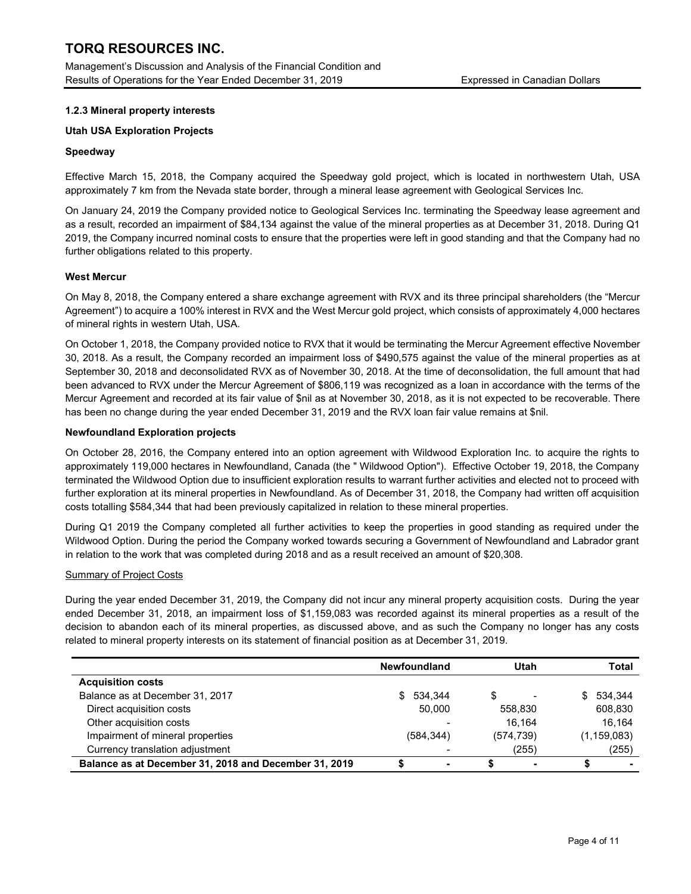### 1.2.3 Mineral property interests

**Utah USA Exploration Projects**

**Speedway**

Effective March 15, 2018, the Company acquired the Speedway gold project, which is located in northwestern Utah, USA approximately 7 km from the Nevada state border, through a mineral lease agreement with Geological Services Inc.

On January 24, 2019 the Company provided notice to Geological Services Inc. terminating the Speedway lease agreement and as a result, recorded an impairment of $84,134 against the value of the mineral properties as at December 31, 2018. During Q1 2019, the Company incurred nominal costs to ensure that the properties were left in good standing and that the Company had no further obligations related to this property.

**West Mercur**

On May 8, 2018, the Company entered a share exchange agreement with RVX and its three principal shareholders (the "Mercur Agreement") to acquire a 100% interest in RVX and the West Mercur gold project, which consists of approximately 4,000 hectares of mineral rights in western Utah, USA.

On October 1, 2018, the Company provided notice to RVX that it would be terminating the Mercur Agreement effective November 30, 2018. As a result, the Company recorded an impairment loss of $490,575 against the value of the mineral properties as at September 30, 2018 and deconsolidated RVX as of November 30, 2018. At the time of deconsolidation, the full amount that had been advanced to RVX under the Mercur Agreement of $806,119 was recognized as a loan in accordance with the terms of the Mercur Agreement and recorded at its fair value of $nil as at November 30, 2018, as it is not expected to be recoverable. There has been no change during the year ended December 31, 2019 and the RVX loan fair value remains at $nil.

**Newfoundland Exploration projects**

On October 28, 2016, the Company entered into an option agreement with Wildwood Exploration Inc. to acquire the rights to approximately 119,000 hectares in Newfoundland, Canada (the " Wildwood Option"). Effective October 19, 2018, the Company terminated the Wildwood Option due to insufficient exploration results to warrant further activities and elected not to proceed with further exploration at its mineral properties in Newfoundland. As of December 31, 2018, the Company had written off acquisition costs totalling $584,344 that had been previously capitalized in relation to these mineral properties.

During Q1 2019 the Company completed all further activities to keep the properties in good standing as required under the Wildwood Option. During the period the Company worked towards securing a Government of Newfoundland and Labrador grant in relation to the work that was completed during 2018 and as a result received an amount of $20,308.

Summary of Project Costs

During the year ended December 31, 2019, the Company did not incur any mineral property acquisition costs. During the year ended December 31, 2018, an impairment loss of $1,159,083 was recorded against its mineral properties as a result of the decision to abandon each of its mineral properties, as discussed above, and as such the Company no longer has any costs related to mineral property interests on its statement of financial position as at December 31, 2019.

| | Newfoundland | Utah | Total |
|---|---|---|---|
| **Acquisition costs** | | | |
| Balance as at December 31, 2017 | $ 534,344 | $ - | $ 534,344 |
| Direct acquisition costs | 50,000 | 558,830 | 608,830 |
| Other acquisition costs | - | 16,164 | 16,164 |
| Impairment of mineral properties | (584,344) | (574,739) | (1,159,083) |
| Currency translation adjustment | - | (255) | (255) |
| **Balance as at December 31, 2018 and December 31, 2019** | **$ -** | **$ -** | **$ -** |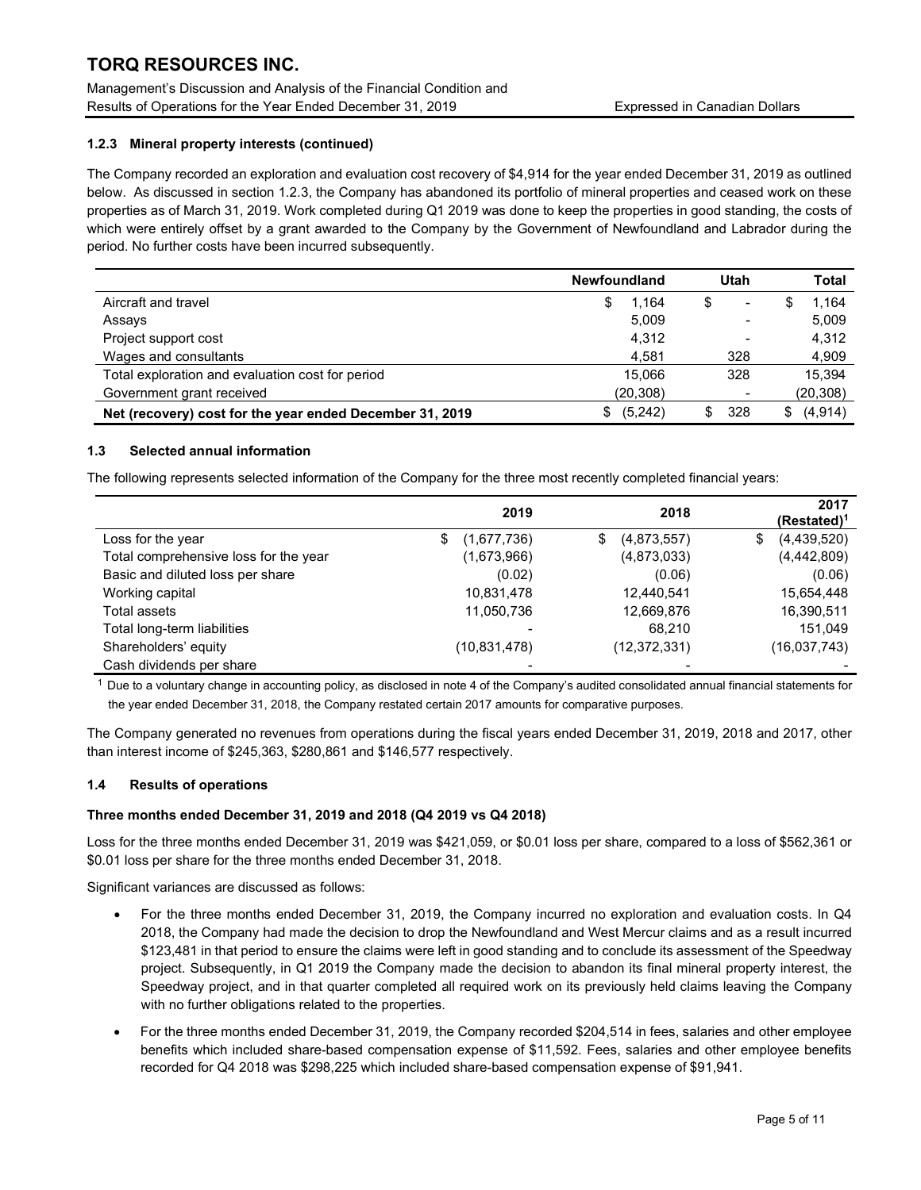### 1.2.3 Mineral property interests (continued)

The Company recorded an exploration and evaluation cost recovery of $4,914 for the year ended December 31, 2019 as outlined below. As discussed in section 1.2.3, the Company has abandoned its portfolio of mineral properties and ceased work on these properties as of March 31, 2019. Work completed during Q1 2019 was done to keep the properties in good standing, the costs of which were entirely offset by a grant awarded to the Company by the Government of Newfoundland and Labrador during the period. No further costs have been incurred subsequently.

| | Newfoundland | Utah | Total |
|---|---|---|---|
| Aircraft and travel | $ 1,164 | $ - | $ 1,164 |
| Assays | 5,009 | - | 5,009 |
| Project support cost | 4,312 | - | 4,312 |
| Wages and consultants | 4,581 | 328 | 4,909 |
| Total exploration and evaluation cost for period | 15,066 | 328 | 15,394 |
| Government grant received | (20,308) | - | (20,308) |
| **Net (recovery) cost for the year ended December 31, 2019** | $ (5,242) | $ 328 | $ (4,914) |

### 1.3 Selected annual information

The following represents selected information of the Company for the three most recently completed financial years:

| | 2019 | 2018 | 2017 (Restated)[1] |
|---|---|---|---|
| Loss for the year | $ (1,677,736) | $ (4,873,557) | $ (4,439,520) |
| Total comprehensive loss for the year | (1,673,966) | (4,873,033) | (4,442,809) |
| Basic and diluted loss per share | (0.02) | (0.06) | (0.06) |
| Working capital | 10,831,478 | 12,440,541 | 15,654,448 |
| Total assets | 11,050,736 | 12,669,876 | 16,390,511 |
| Total long-term liabilities | - | 68,210 | 151,049 |
| Shareholders' equity | (10,831,478) | (12,372,331) | (16,037,743) |
| Cash dividends per share | - | - | - |

[1] Due to a voluntary change in accounting policy, as disclosed in note 4 of the Company's audited consolidated annual financial statements for the year ended December 31, 2018, the Company restated certain 2017 amounts for comparative purposes.

The Company generated no revenues from operations during the fiscal years ended December 31, 2019, 2018 and 2017, other than interest income of $245,363, $280,861 and $146,577 respectively.

### 1.4 Results of operations

**Three months ended December 31, 2019 and 2018 (Q4 2019 vs Q4 2018)**

Loss for the three months ended December 31, 2019 was $421,059, or $0.01 loss per share, compared to a loss of $562,361 or $0.01 loss per share for the three months ended December 31, 2018.

Significant variances are discussed as follows:

- For the three months ended December 31, 2019, the Company incurred no exploration and evaluation costs. In Q4 2018, the Company had made the decision to drop the Newfoundland and West Mercur claims and as a result incurred $123,481 in that period to ensure the claims were left in good standing and to conclude its assessment of the Speedway project. Subsequently, in Q1 2019 the Company made the decision to abandon its final mineral property interest, the Speedway project, and in that quarter completed all required work on its previously held claims leaving the Company with no further obligations related to the properties.
- For the three months ended December 31, 2019, the Company recorded $204,514 in fees, salaries and other employee benefits which included share-based compensation expense of $11,592. Fees, salaries and other employee benefits recorded for Q4 2018 was $298,225 which included share-based compensation expense of $91,941.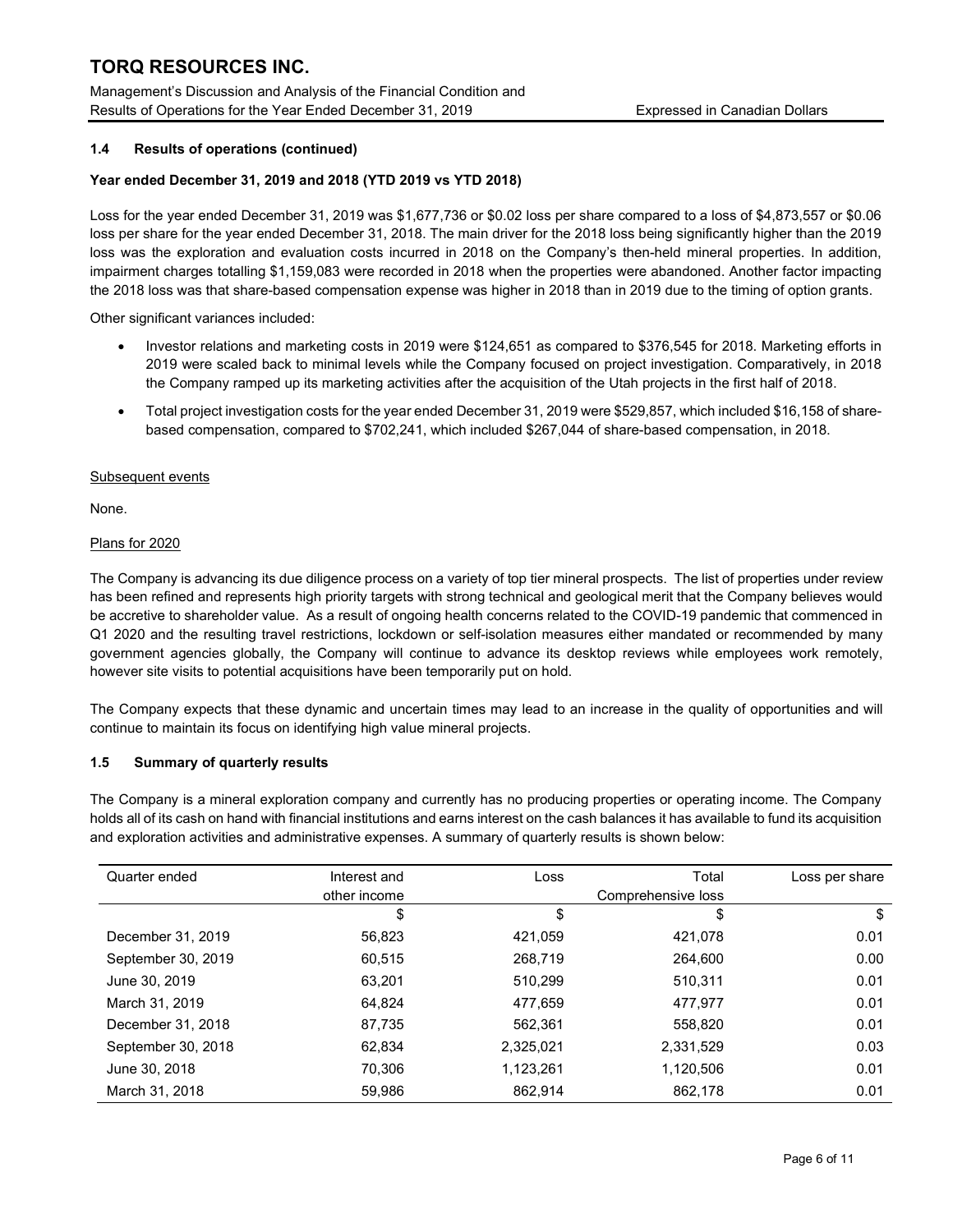### 1.4 Results of operations (continued)

**Year ended December 31, 2019 and 2018 (YTD 2019 vs YTD 2018)**

Loss for the year ended December 31, 2019 was $1,677,736 or $0.02 loss per share compared to a loss of $4,873,557 or $0.06 loss per share for the year ended December 31, 2018. The main driver for the 2018 loss being significantly higher than the 2019 loss was the exploration and evaluation costs incurred in 2018 on the Company's then-held mineral properties. In addition, impairment charges totalling $1,159,083 were recorded in 2018 when the properties were abandoned. Another factor impacting the 2018 loss was that share-based compensation expense was higher in 2018 than in 2019 due to the timing of option grants.

Other significant variances included:

- Investor relations and marketing costs in 2019 were $124,651 as compared to $376,545 for 2018. Marketing efforts in 2019 were scaled back to minimal levels while the Company focused on project investigation. Comparatively, in 2018 the Company ramped up its marketing activities after the acquisition of the Utah projects in the first half of 2018.
- Total project investigation costs for the year ended December 31, 2019 were $529,857, which included $16,158 of share-based compensation, compared to $702,241, which included $267,044 of share-based compensation, in 2018.

Subsequent events

None.

Plans for 2020

The Company is advancing its due diligence process on a variety of top tier mineral prospects. The list of properties under review has been refined and represents high priority targets with strong technical and geological merit that the Company believes would be accretive to shareholder value. As a result of ongoing health concerns related to the COVID-19 pandemic that commenced in Q1 2020 and the resulting travel restrictions, lockdown or self-isolation measures either mandated or recommended by many government agencies globally, the Company will continue to advance its desktop reviews while employees work remotely, however site visits to potential acquisitions have been temporarily put on hold.

The Company expects that these dynamic and uncertain times may lead to an increase in the quality of opportunities and will continue to maintain its focus on identifying high value mineral projects.

### 1.5 Summary of quarterly results

The Company is a mineral exploration company and currently has no producing properties or operating income. The Company holds all of its cash on hand with financial institutions and earns interest on the cash balances it has available to fund its acquisition and exploration activities and administrative expenses. A summary of quarterly results is shown below:

| Quarter ended | Interest and other income | Loss | Total Comprehensive loss | Loss per share |
|---|---|---|---|---|
| | $ | $ | $ | $ |
| December 31, 2019 | 56,823 | 421,059 | 421,078 | 0.01 |
| September 30, 2019 | 60,515 | 268,719 | 264,600 | 0.00 |
| June 30, 2019 | 63,201 | 510,299 | 510,311 | 0.01 |
| March 31, 2019 | 64,824 | 477,659 | 477,977 | 0.01 |
| December 31, 2018 | 87,735 | 562,361 | 558,820 | 0.01 |
| September 30, 2018 | 62,834 | 2,325,021 | 2,331,529 | 0.03 |
| June 30, 2018 | 70,306 | 1,123,261 | 1,120,506 | 0.01 |
| March 31, 2018 | 59,986 | 862,914 | 862,178 | 0.01 |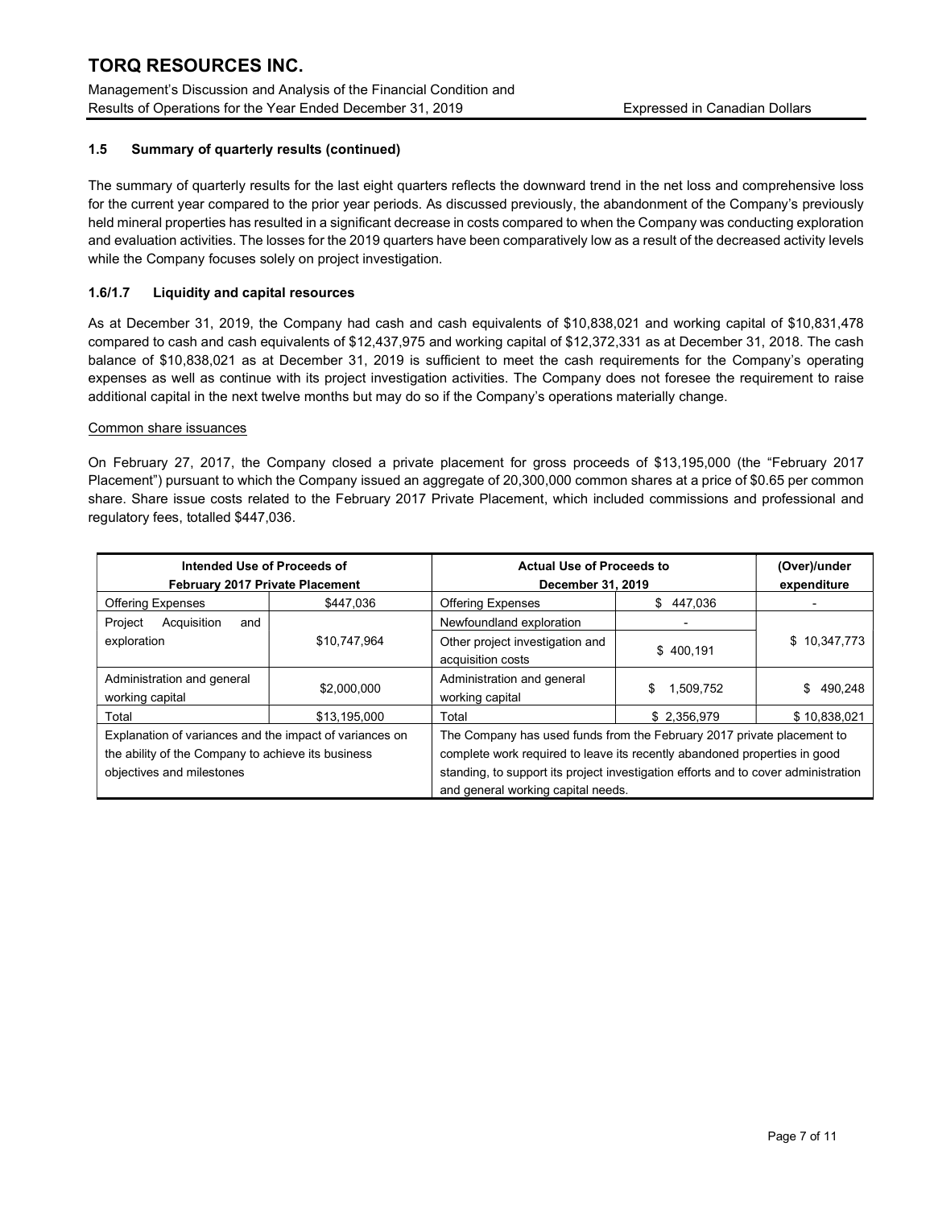### 1.5 Summary of quarterly results (continued)

The summary of quarterly results for the last eight quarters reflects the downward trend in the net loss and comprehensive loss for the current year compared to the prior year periods. As discussed previously, the abandonment of the Company's previously held mineral properties has resulted in a significant decrease in costs compared to when the Company was conducting exploration and evaluation activities. The losses for the 2019 quarters have been comparatively low as a result of the decreased activity levels while the Company focuses solely on project investigation.

### 1.6/1.7 Liquidity and capital resources

As at December 31, 2019, the Company had cash and cash equivalents of $10,838,021 and working capital of $10,831,478 compared to cash and cash equivalents of $12,437,975 and working capital of $12,372,331 as at December 31, 2018. The cash balance of $10,838,021 as at December 31, 2019 is sufficient to meet the cash requirements for the Company's operating expenses as well as continue with its project investigation activities. The Company does not foresee the requirement to raise additional capital in the next twelve months but may do so if the Company's operations materially change.

Common share issuances

On February 27, 2017, the Company closed a private placement for gross proceeds of $13,195,000 (the "February 2017 Placement") pursuant to which the Company issued an aggregate of 20,300,000 common shares at a price of $0.65 per common share. Share issue costs related to the February 2017 Private Placement, which included commissions and professional and regulatory fees, totalled $447,036.

| Intended Use of Proceeds of February 2017 Private Placement | | Actual Use of Proceeds to December 31, 2019 | | (Over)/under expenditure |
|---|---|---|---|---|
| Offering Expenses | $447,036 | Offering Expenses | $ 447,036 | - |
| Project Acquisition and exploration | $10,747,964 | Newfoundland exploration | - | $ 10,347,773 |
| | | Other project investigation and acquisition costs | $ 400,191 | |
| Administration and general working capital | $2,000,000 | Administration and general working capital | $ 1,509,752 | $ 490,248 |
| Total | $13,195,000 | Total | $ 2,356,979 | $ 10,838,021 |
| Explanation of variances and the impact of variances on the ability of the Company to achieve its business objectives and milestones | | The Company has used funds from the February 2017 private placement to complete work required to leave its recently abandoned properties in good standing, to support its project investigation efforts and to cover administration and general working capital needs. | | |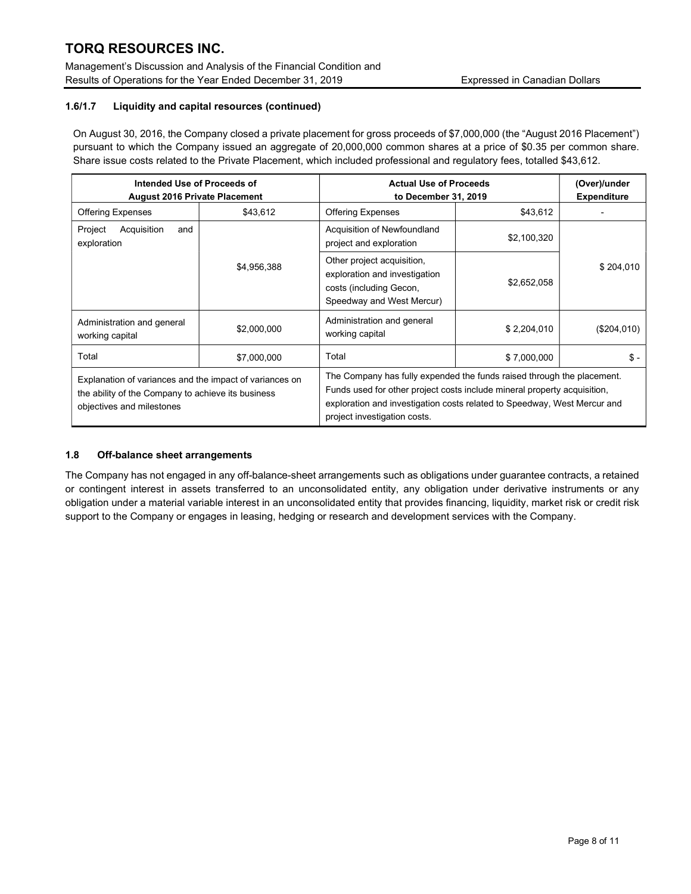### 1.6/1.7 Liquidity and capital resources (continued)

On August 30, 2016, the Company closed a private placement for gross proceeds of $7,000,000 (the "August 2016 Placement") pursuant to which the Company issued an aggregate of 20,000,000 common shares at a price of $0.35 per common share. Share issue costs related to the Private Placement, which included professional and regulatory fees, totalled $43,612.

| **Intended Use of Proceeds of August 2016 Private Placement** | | **Actual Use of Proceeds to December 31, 2019** | | **(Over)/under Expenditure** |
|---|---|---|---|---|
| Offering Expenses | $43,612 | Offering Expenses | $43,612 | - |
| Project Acquisition and exploration | $4,956,388 | Acquisition of Newfoundland project and exploration | $2,100,320 | $ 204,010 |
| | | Other project acquisition, exploration and investigation costs (including Gecon, Speedway and West Mercur) | $2,652,058 | |
| Administration and general working capital | $2,000,000 | Administration and general working capital | $ 2,204,010 | ($204,010) |
| Total | $7,000,000 | Total | $ 7,000,000 | $ - |
| Explanation of variances and the impact of variances on the ability of the Company to achieve its business objectives and milestones | | The Company has fully expended the funds raised through the placement. Funds used for other project costs include mineral property acquisition, exploration and investigation costs related to Speedway, West Mercur and project investigation costs. | | |

### 1.8 Off-balance sheet arrangements

The Company has not engaged in any off-balance-sheet arrangements such as obligations under guarantee contracts, a retained or contingent interest in assets transferred to an unconsolidated entity, any obligation under derivative instruments or any obligation under a material variable interest in an unconsolidated entity that provides financing, liquidity, market risk or credit risk support to the Company or engages in leasing, hedging or research and development services with the Company.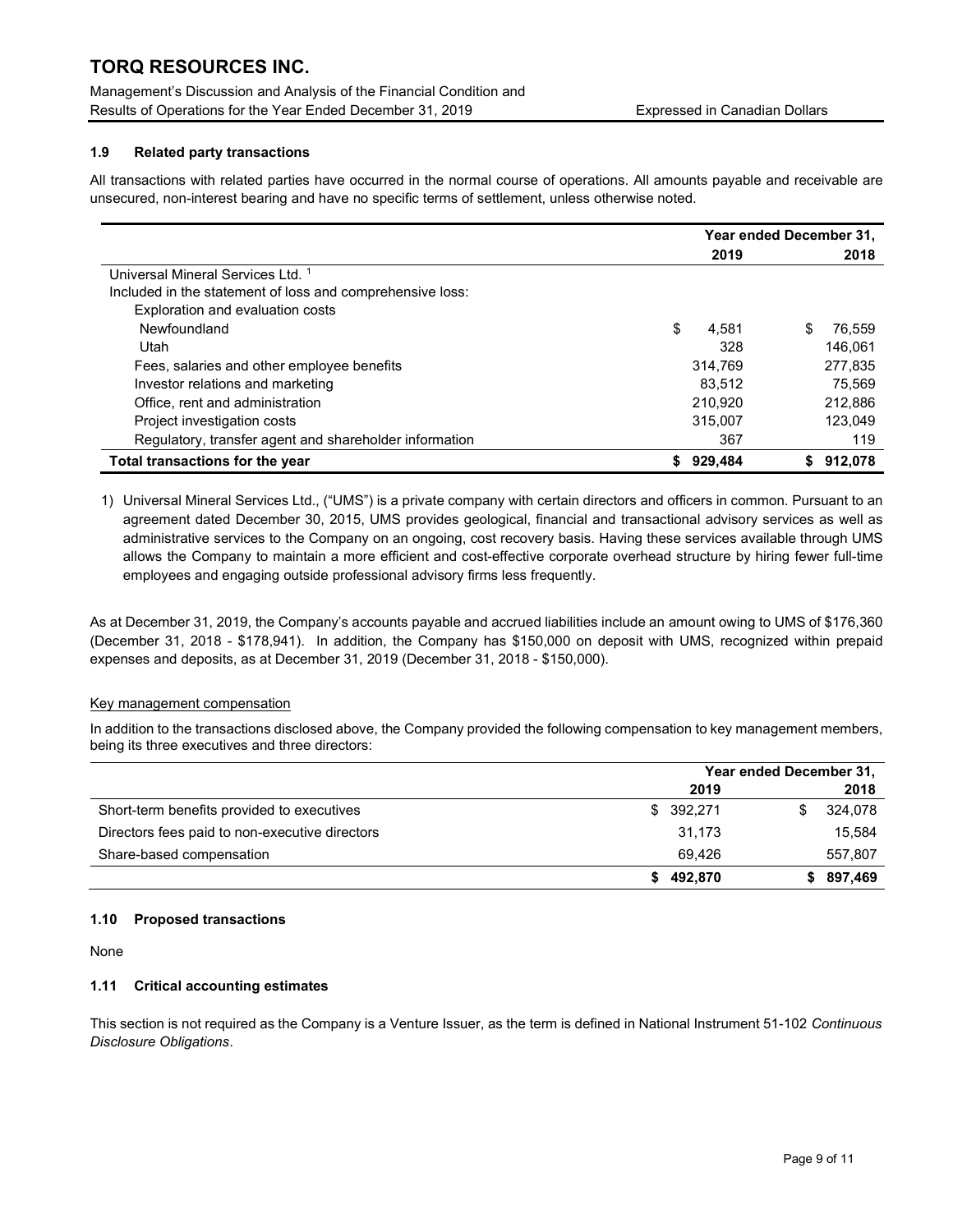### 1.9 Related party transactions

All transactions with related parties have occurred in the normal course of operations. All amounts payable and receivable are unsecured, non-interest bearing and have no specific terms of settlement, unless otherwise noted.

| | Year ended December 31, | |
|---|---|---|
| | 2019 | 2018 |
| Universal Mineral Services Ltd. [1] | | |
| Included in the statement of loss and comprehensive loss: | | |
| Exploration and evaluation costs | | |
| Newfoundland | $ 4,581 | $ 76,559 |
| Utah | 328 | 146,061 |
| Fees, salaries and other employee benefits | 314,769 | 277,835 |
| Investor relations and marketing | 83,512 | 75,569 |
| Office, rent and administration | 210,920 | 212,886 |
| Project investigation costs | 315,007 | 123,049 |
| Regulatory, transfer agent and shareholder information | 367 | 119 |
| **Total transactions for the year** | **$ 929,484** | **$ 912,078** |

1) Universal Mineral Services Ltd., ("UMS") is a private company with certain directors and officers in common. Pursuant to an agreement dated December 30, 2015, UMS provides geological, financial and transactional advisory services as well as administrative services to the Company on an ongoing, cost recovery basis. Having these services available through UMS allows the Company to maintain a more efficient and cost-effective corporate overhead structure by hiring fewer full-time employees and engaging outside professional advisory firms less frequently.

As at December 31, 2019, the Company's accounts payable and accrued liabilities include an amount owing to UMS of $176,360 (December 31, 2018 - $178,941). In addition, the Company has $150,000 on deposit with UMS, recognized within prepaid expenses and deposits, as at December 31, 2019 (December 31, 2018 - $150,000).

Key management compensation

In addition to the transactions disclosed above, the Company provided the following compensation to key management members, being its three executives and three directors:

| | Year ended December 31, | |
|---|---|---|
| | 2019 | 2018 |
| Short-term benefits provided to executives | $ 392,271 | $ 324,078 |
| Directors fees paid to non-executive directors | 31,173 | 15,584 |
| Share-based compensation | 69,426 | 557,807 |
| | **$ 492,870** | **$ 897,469** |

### 1.10 Proposed transactions

None

### 1.11 Critical accounting estimates

This section is not required as the Company is a Venture Issuer, as the term is defined in National Instrument 51-102 *Continuous Disclosure Obligations*.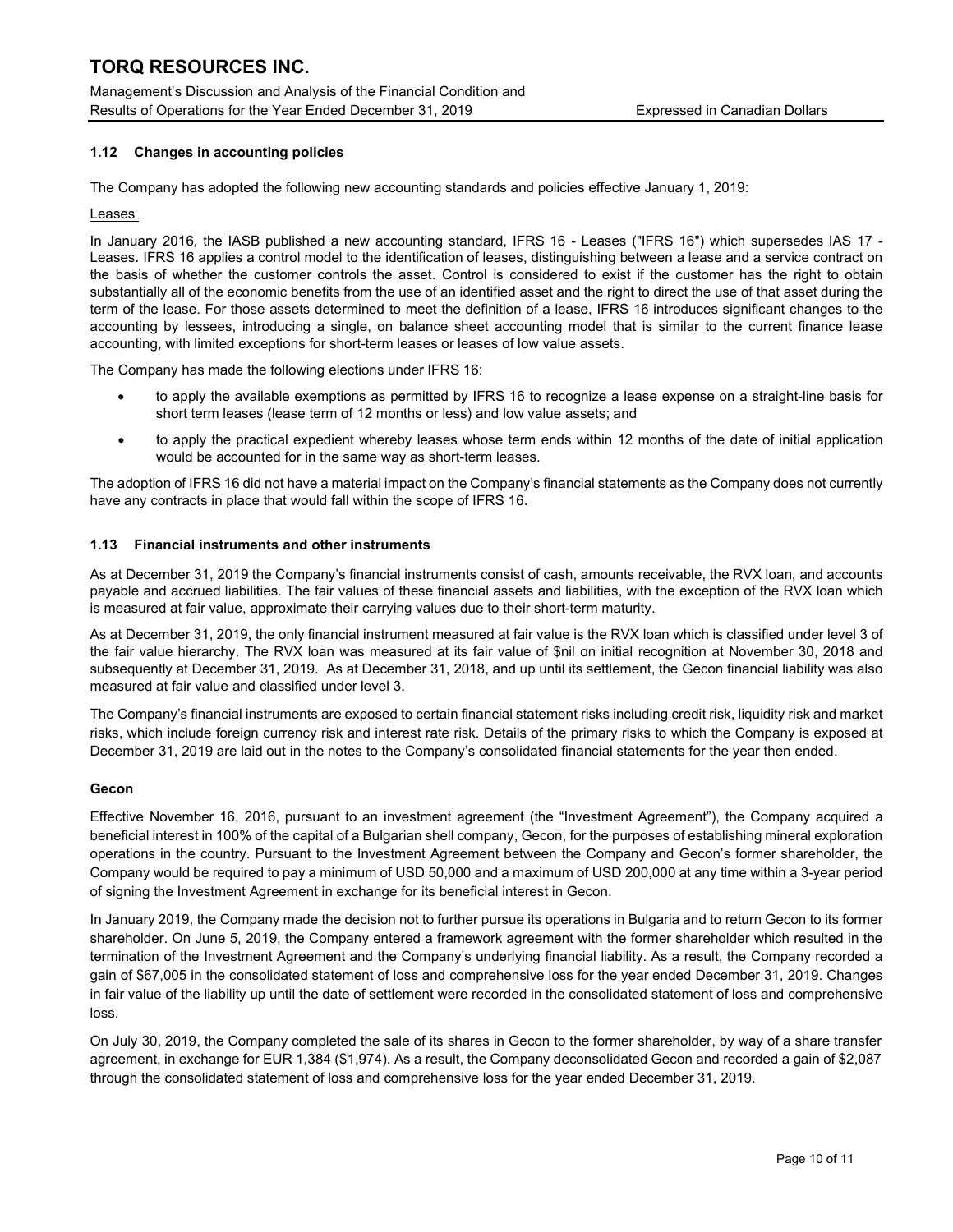### 1.12 Changes in accounting policies

The Company has adopted the following new accounting standards and policies effective January 1, 2019:

Leases

In January 2016, the IASB published a new accounting standard, IFRS 16 - Leases ("IFRS 16") which supersedes IAS 17 - Leases. IFRS 16 applies a control model to the identification of leases, distinguishing between a lease and a service contract on the basis of whether the customer controls the asset. Control is considered to exist if the customer has the right to obtain substantially all of the economic benefits from the use of an identified asset and the right to direct the use of that asset during the term of the lease. For those assets determined to meet the definition of a lease, IFRS 16 introduces significant changes to the accounting by lessees, introducing a single, on balance sheet accounting model that is similar to the current finance lease accounting, with limited exceptions for short-term leases or leases of low value assets.

The Company has made the following elections under IFRS 16:

- to apply the available exemptions as permitted by IFRS 16 to recognize a lease expense on a straight-line basis for short term leases (lease term of 12 months or less) and low value assets; and
- to apply the practical expedient whereby leases whose term ends within 12 months of the date of initial application would be accounted for in the same way as short-term leases.

The adoption of IFRS 16 did not have a material impact on the Company's financial statements as the Company does not currently have any contracts in place that would fall within the scope of IFRS 16.

### 1.13 Financial instruments and other instruments

As at December 31, 2019 the Company's financial instruments consist of cash, amounts receivable, the RVX loan, and accounts payable and accrued liabilities. The fair values of these financial assets and liabilities, with the exception of the RVX loan which is measured at fair value, approximate their carrying values due to their short-term maturity.

As at December 31, 2019, the only financial instrument measured at fair value is the RVX loan which is classified under level 3 of the fair value hierarchy. The RVX loan was measured at its fair value of $nil on initial recognition at November 30, 2018 and subsequently at December 31, 2019. As at December 31, 2018, and up until its settlement, the Gecon financial liability was also measured at fair value and classified under level 3.

The Company's financial instruments are exposed to certain financial statement risks including credit risk, liquidity risk and market risks, which include foreign currency risk and interest rate risk. Details of the primary risks to which the Company is exposed at December 31, 2019 are laid out in the notes to the Company's consolidated financial statements for the year then ended.

**Gecon**

Effective November 16, 2016, pursuant to an investment agreement (the "Investment Agreement"), the Company acquired a beneficial interest in 100% of the capital of a Bulgarian shell company, Gecon, for the purposes of establishing mineral exploration operations in the country. Pursuant to the Investment Agreement between the Company and Gecon's former shareholder, the Company would be required to pay a minimum of USD 50,000 and a maximum of USD 200,000 at any time within a 3-year period of signing the Investment Agreement in exchange for its beneficial interest in Gecon.

In January 2019, the Company made the decision not to further pursue its operations in Bulgaria and to return Gecon to its former shareholder. On June 5, 2019, the Company entered a framework agreement with the former shareholder which resulted in the termination of the Investment Agreement and the Company's underlying financial liability. As a result, the Company recorded a gain of $67,005 in the consolidated statement of loss and comprehensive loss for the year ended December 31, 2019. Changes in fair value of the liability up until the date of settlement were recorded in the consolidated statement of loss and comprehensive loss.

On July 30, 2019, the Company completed the sale of its shares in Gecon to the former shareholder, by way of a share transfer agreement, in exchange for EUR 1,384 ($1,974). As a result, the Company deconsolidated Gecon and recorded a gain of $2,087 through the consolidated statement of loss and comprehensive loss for the year ended December 31, 2019.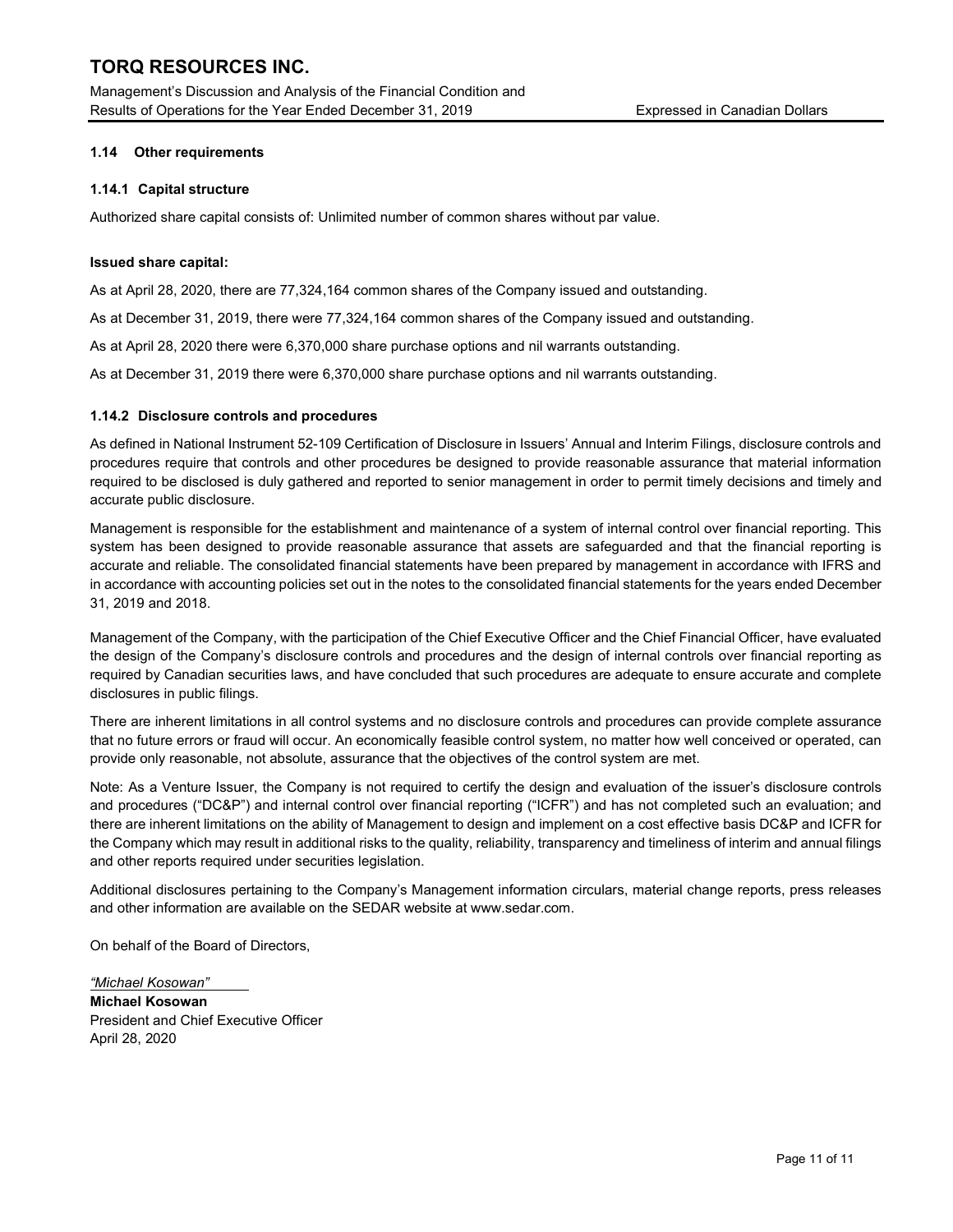### 1.14 Other requirements

#### 1.14.1 Capital structure

Authorized share capital consists of: Unlimited number of common shares without par value.

**Issued share capital:**

As at April 28, 2020, there are 77,324,164 common shares of the Company issued and outstanding.

As at December 31, 2019, there were 77,324,164 common shares of the Company issued and outstanding.

As at April 28, 2020 there were 6,370,000 share purchase options and nil warrants outstanding.

As at December 31, 2019 there were 6,370,000 share purchase options and nil warrants outstanding.

#### 1.14.2 Disclosure controls and procedures

As defined in National Instrument 52-109 Certification of Disclosure in Issuers' Annual and Interim Filings, disclosure controls and procedures require that controls and other procedures be designed to provide reasonable assurance that material information required to be disclosed is duly gathered and reported to senior management in order to permit timely decisions and timely and accurate public disclosure.

Management is responsible for the establishment and maintenance of a system of internal control over financial reporting. This system has been designed to provide reasonable assurance that assets are safeguarded and that the financial reporting is accurate and reliable. The consolidated financial statements have been prepared by management in accordance with IFRS and in accordance with accounting policies set out in the notes to the consolidated financial statements for the years ended December 31, 2019 and 2018.

Management of the Company, with the participation of the Chief Executive Officer and the Chief Financial Officer, have evaluated the design of the Company's disclosure controls and procedures and the design of internal controls over financial reporting as required by Canadian securities laws, and have concluded that such procedures are adequate to ensure accurate and complete disclosures in public filings.

There are inherent limitations in all control systems and no disclosure controls and procedures can provide complete assurance that no future errors or fraud will occur. An economically feasible control system, no matter how well conceived or operated, can provide only reasonable, not absolute, assurance that the objectives of the control system are met.

Note: As a Venture Issuer, the Company is not required to certify the design and evaluation of the issuer's disclosure controls and procedures ("DC&P") and internal control over financial reporting ("ICFR") and has not completed such an evaluation; and there are inherent limitations on the ability of Management to design and implement on a cost effective basis DC&P and ICFR for the Company which may result in additional risks to the quality, reliability, transparency and timeliness of interim and annual filings and other reports required under securities legislation.

Additional disclosures pertaining to the Company's Management information circulars, material change reports, press releases and other information are available on the SEDAR website at www.sedar.com.

On behalf of the Board of Directors,

*"Michael Kosowan"*

**Michael Kosowan**
President and Chief Executive Officer
April 28, 2020